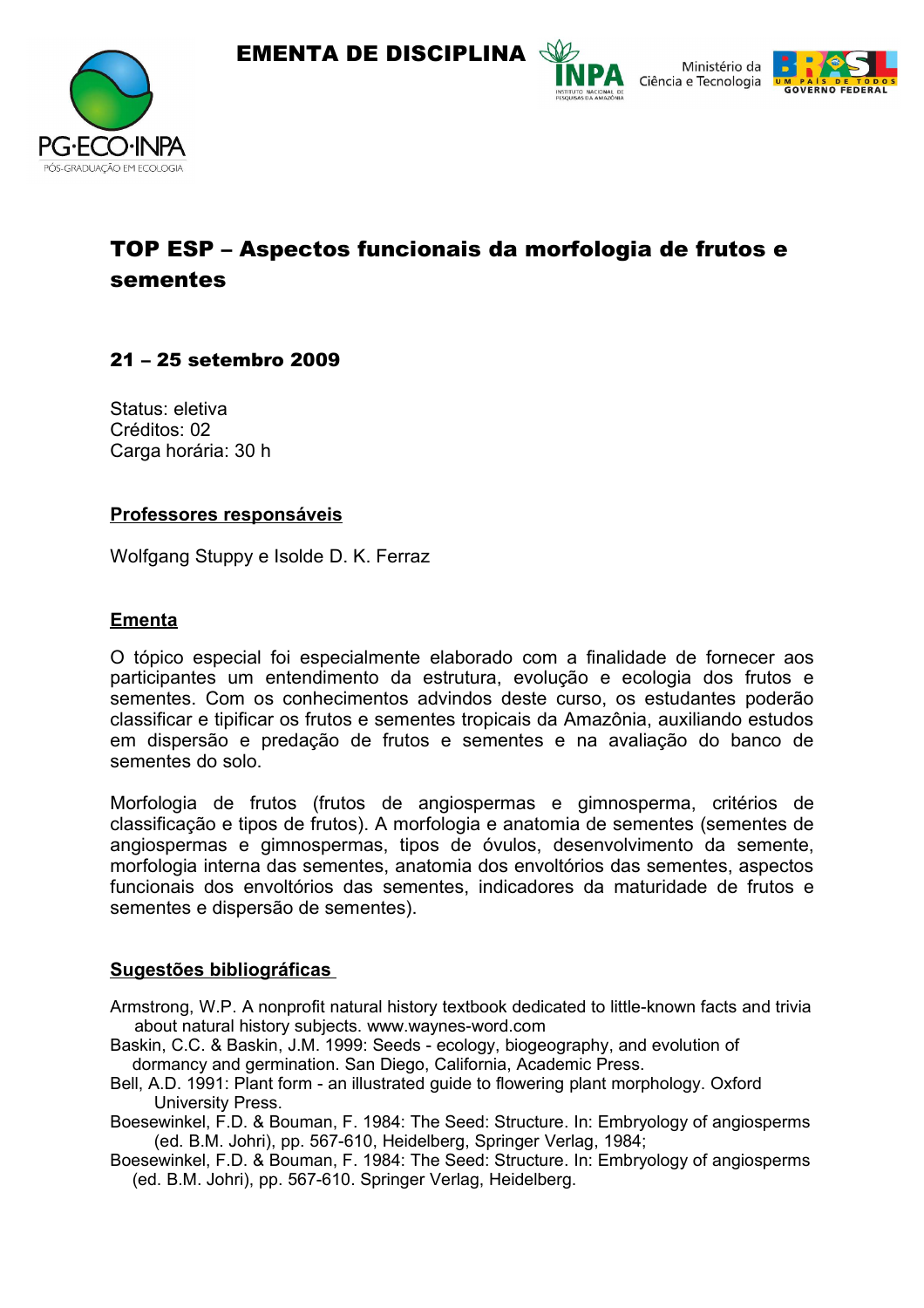EMENTA DE DISCIPLINA

PG·ECO·INPA
PÓS-GRADUAÇÃO EM ECOLOGIA

INPA – Instituto Nacional de Pesquisas da Amazônia | Ministério da Ciência e Tecnologia | Brasil – Um País de Todos – Governo Federal

# TOP ESP – Aspectos funcionais da morfologia de frutos e sementes

**21 – 25 setembro 2009**

Status: eletiva
Créditos: 02
Carga horária: 30 h

## Professores responsáveis

Wolfgang Stuppy e Isolde D. K. Ferraz

## Ementa

O tópico especial foi especialmente elaborado com a finalidade de fornecer aos participantes um entendimento da estrutura, evolução e ecologia dos frutos e sementes. Com os conhecimentos advindos deste curso, os estudantes poderão classificar e tipificar os frutos e sementes tropicais da Amazônia, auxiliando estudos em dispersão e predação de frutos e sementes e na avaliação do banco de sementes do solo.

Morfologia de frutos (frutos de angiospermas e gimnosperma, critérios de classificação e tipos de frutos). A morfologia e anatomia de sementes (sementes de angiospermas e gimnospermas, tipos de óvulos, desenvolvimento da semente, morfologia interna das sementes, anatomia dos envoltórios das sementes, aspectos funcionais dos envoltórios das sementes, indicadores da maturidade de frutos e sementes e dispersão de sementes).

## Sugestões bibliográficas

Armstrong, W.P. A nonprofit natural history textbook dedicated to little-known facts and trivia about natural history subjects. www.waynes-word.com

Baskin, C.C. & Baskin, J.M. 1999: Seeds - ecology, biogeography, and evolution of dormancy and germination. San Diego, California, Academic Press.

Bell, A.D. 1991: Plant form - an illustrated guide to flowering plant morphology. Oxford University Press.

Boesewinkel, F.D. & Bouman, F. 1984: The Seed: Structure. In: Embryology of angiosperms (ed. B.M. Johri), pp. 567-610, Heidelberg, Springer Verlag, 1984;

Boesewinkel, F.D. & Bouman, F. 1984: The Seed: Structure. In: Embryology of angiosperms (ed. B.M. Johri), pp. 567-610. Springer Verlag, Heidelberg.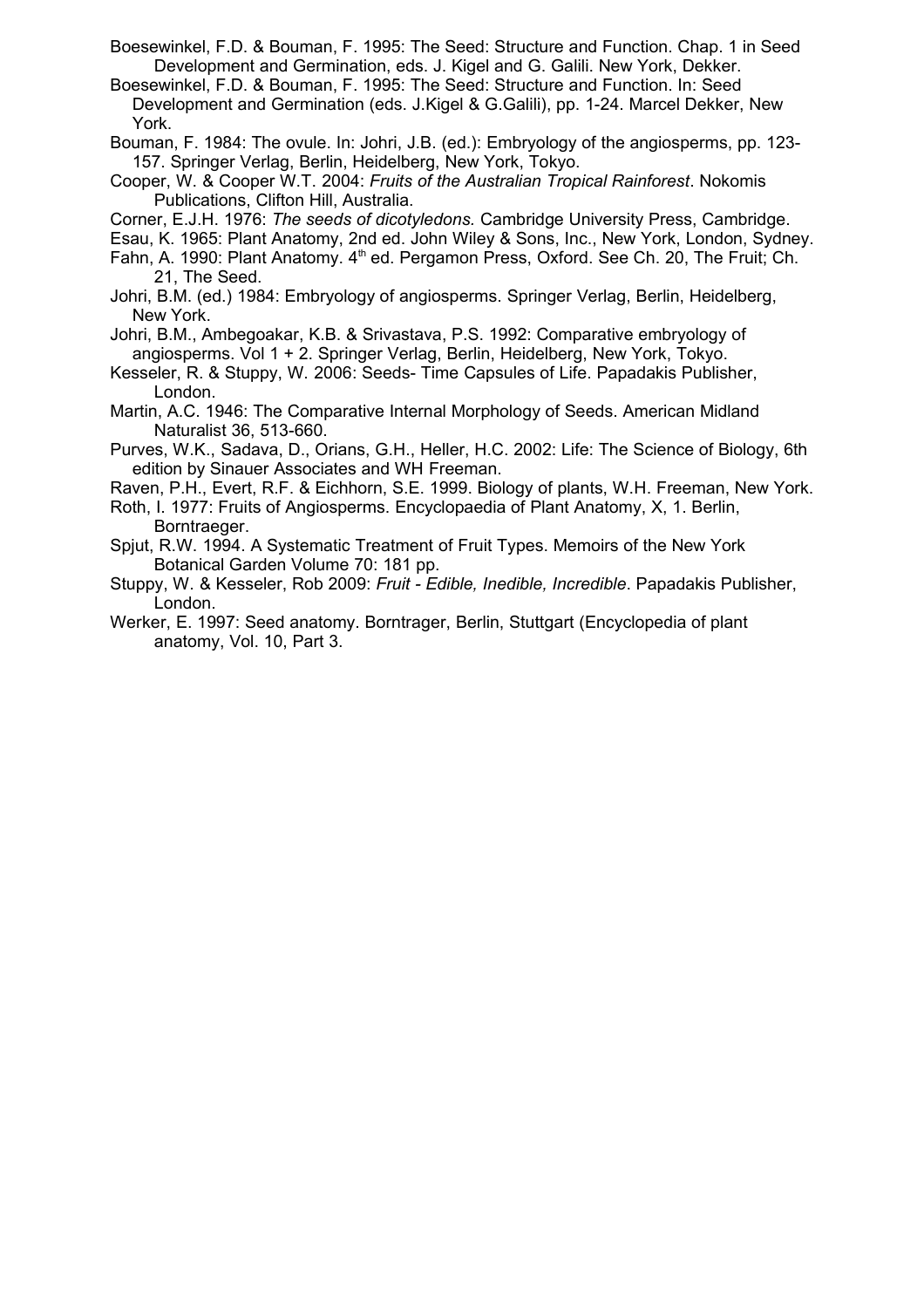Boesewinkel, F.D. & Bouman, F. 1995: The Seed: Structure and Function. Chap. 1 in Seed Development and Germination, eds. J. Kigel and G. Galili. New York, Dekker.

Boesewinkel, F.D. & Bouman, F. 1995: The Seed: Structure and Function. In: Seed Development and Germination (eds. J.Kigel & G.Galili), pp. 1-24. Marcel Dekker, New York.

Bouman, F. 1984: The ovule. In: Johri, J.B. (ed.): Embryology of the angiosperms, pp. 123-157. Springer Verlag, Berlin, Heidelberg, New York, Tokyo.

Cooper, W. & Cooper W.T. 2004: *Fruits of the Australian Tropical Rainforest*. Nokomis Publications, Clifton Hill, Australia.

Corner, E.J.H. 1976: *The seeds of dicotyledons.* Cambridge University Press, Cambridge.

Esau, K. 1965: Plant Anatomy, 2nd ed. John Wiley & Sons, Inc., New York, London, Sydney.

Fahn, A. 1990: Plant Anatomy. 4th ed. Pergamon Press, Oxford. See Ch. 20, The Fruit; Ch. 21, The Seed.

Johri, B.M. (ed.) 1984: Embryology of angiosperms. Springer Verlag, Berlin, Heidelberg, New York.

Johri, B.M., Ambegoakar, K.B. & Srivastava, P.S. 1992: Comparative embryology of angiosperms. Vol 1 + 2. Springer Verlag, Berlin, Heidelberg, New York, Tokyo.

Kesseler, R. & Stuppy, W. 2006: Seeds- Time Capsules of Life. Papadakis Publisher, London.

Martin, A.C. 1946: The Comparative Internal Morphology of Seeds. American Midland Naturalist 36, 513-660.

Purves, W.K., Sadava, D., Orians, G.H., Heller, H.C. 2002: Life: The Science of Biology, 6th edition by Sinauer Associates and WH Freeman.

Raven, P.H., Evert, R.F. & Eichhorn, S.E. 1999. Biology of plants, W.H. Freeman, New York.

Roth, I. 1977: Fruits of Angiosperms. Encyclopaedia of Plant Anatomy, X, 1. Berlin, Borntraeger.

Spjut, R.W. 1994. A Systematic Treatment of Fruit Types. Memoirs of the New York Botanical Garden Volume 70: 181 pp.

Stuppy, W. & Kesseler, Rob 2009: *Fruit - Edible, Inedible, Incredible*. Papadakis Publisher, London.

Werker, E. 1997: Seed anatomy. Borntrager, Berlin, Stuttgart (Encyclopedia of plant anatomy, Vol. 10, Part 3.